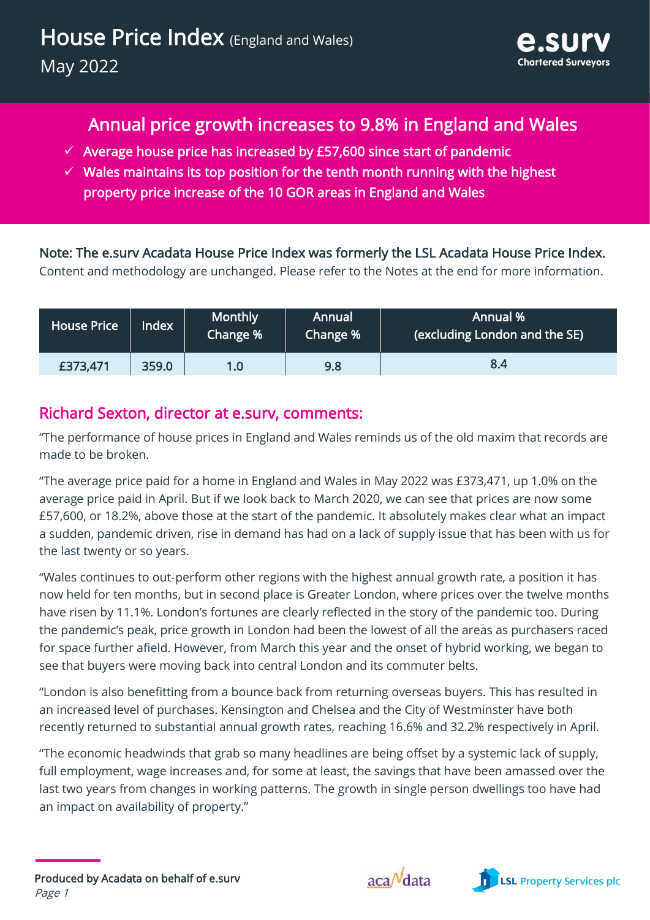# House Price Index (England and Wales)

May 2022

e.surv Chartered Surveyors

## Annual price growth increases to 9.8% in England and Wales

- ✓ Average house price has increased by £57,600 since start of pandemic
- ✓ Wales maintains its top position for the tenth month running with the highest property price increase of the 10 GOR areas in England and Wales

**Note: The e.surv Acadata House Price Index was formerly the LSL Acadata House Price Index.** Content and methodology are unchanged. Please refer to the Notes at the end for more information.

| House Price | Index | Monthly Change % | Annual Change % | Annual % (excluding London and the SE) |
|---|---|---|---|---|
| £373,471 | 359.0 | 1.0 | 9.8 | 8.4 |

## Richard Sexton, director at e.surv, comments:

"The performance of house prices in England and Wales reminds us of the old maxim that records are made to be broken.

"The average price paid for a home in England and Wales in May 2022 was £373,471, up 1.0% on the average price paid in April. But if we look back to March 2020, we can see that prices are now some £57,600, or 18.2%, above those at the start of the pandemic. It absolutely makes clear what an impact a sudden, pandemic driven, rise in demand has had on a lack of supply issue that has been with us for the last twenty or so years.

"Wales continues to out-perform other regions with the highest annual growth rate, a position it has now held for ten months, but in second place is Greater London, where prices over the twelve months have risen by 11.1%. London's fortunes are clearly reflected in the story of the pandemic too. During the pandemic's peak, price growth in London had been the lowest of all the areas as purchasers raced for space further afield. However, from March this year and the onset of hybrid working, we began to see that buyers were moving back into central London and its commuter belts.

"London is also benefitting from a bounce back from returning overseas buyers. This has resulted in an increased level of purchases. Kensington and Chelsea and the City of Westminster have both recently returned to substantial annual growth rates, reaching 16.6% and 32.2% respectively in April.

"The economic headwinds that grab so many headlines are being offset by a systemic lack of supply, full employment, wage increases and, for some at least, the savings that have been amassed over the last two years from changes in working patterns. The growth in single person dwellings too have had an impact on availability of property."

**Produced by Acadata on behalf of e.surv**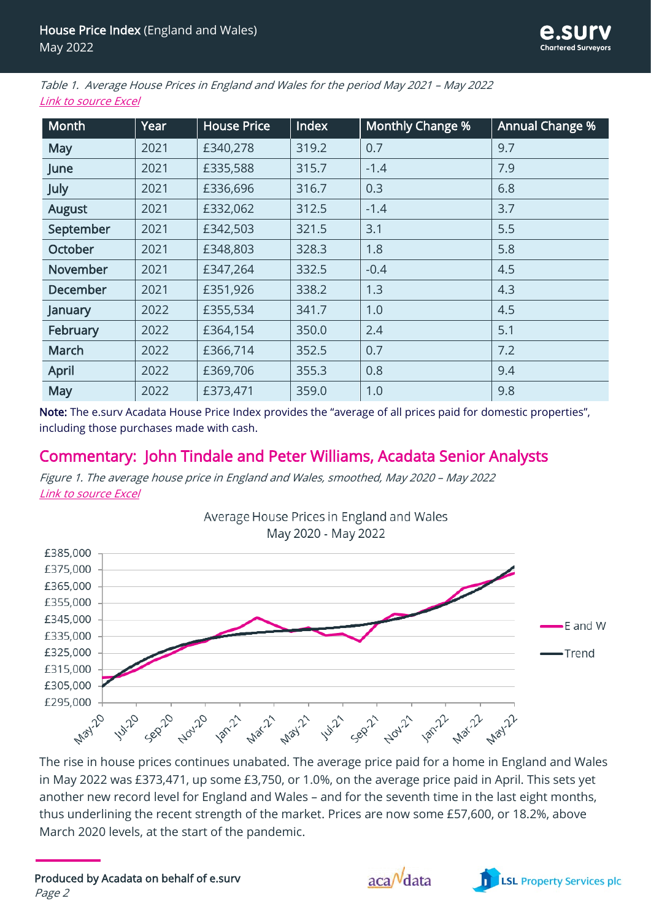*Table 1. Average House Prices in England and Wales for the period May 2021 – May 2022*
*Link to source Excel*

| Month | Year | House Price | Index | Monthly Change % | Annual Change % |
|---|---|---|---|---|---|
| May | 2021 | £340,278 | 319.2 | 0.7 | 9.7 |
| June | 2021 | £335,588 | 315.7 | -1.4 | 7.9 |
| July | 2021 | £336,696 | 316.7 | 0.3 | 6.8 |
| August | 2021 | £332,062 | 312.5 | -1.4 | 3.7 |
| September | 2021 | £342,503 | 321.5 | 3.1 | 5.5 |
| October | 2021 | £348,803 | 328.3 | 1.8 | 5.8 |
| November | 2021 | £347,264 | 332.5 | -0.4 | 4.5 |
| December | 2021 | £351,926 | 338.2 | 1.3 | 4.3 |
| January | 2022 | £355,534 | 341.7 | 1.0 | 4.5 |
| February | 2022 | £364,154 | 350.0 | 2.4 | 5.1 |
| March | 2022 | £366,714 | 352.5 | 0.7 | 7.2 |
| April | 2022 | £369,706 | 355.3 | 0.8 | 9.4 |
| May | 2022 | £373,471 | 359.0 | 1.0 | 9.8 |

**Note:** The e.surv Acadata House Price Index provides the "average of all prices paid for domestic properties", including those purchases made with cash.

## Commentary: John Tindale and Peter Williams, Acadata Senior Analysts

*Figure 1. The average house price in England and Wales, smoothed, May 2020 – May 2022*
*Link to source Excel*

The rise in house prices continues unabated. The average price paid for a home in England and Wales in May 2022 was £373,471, up some £3,750, or 1.0%, on the average price paid in April. This sets yet another new record level for England and Wales – and for the seventh time in the last eight months, thus underlining the recent strength of the market. Prices are now some £57,600, or 18.2%, above March 2020 levels, at the start of the pandemic.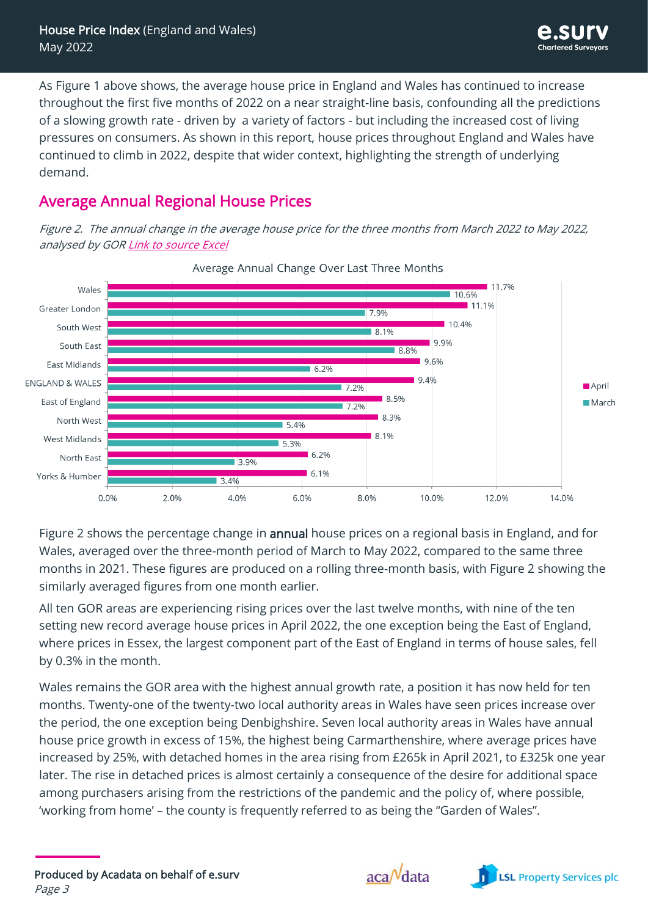As Figure 1 above shows, the average house price in England and Wales has continued to increase throughout the first five months of 2022 on a near straight-line basis, confounding all the predictions of a slowing growth rate - driven by a variety of factors - but including the increased cost of living pressures on consumers. As shown in this report, house prices throughout England and Wales have continued to climb in 2022, despite that wider context, highlighting the strength of underlying demand.

## Average Annual Regional House Prices

*Figure 2. The annual change in the average house price for the three months from March 2022 to May 2022, analysed by GOR [Link to source Excel]*

Average Annual Change Over Last Three Months

| Region | April | March |
|---|---|---|
| Wales | 11.7% | 10.6% |
| Greater London | 11.1% | 7.9% |
| South West | 10.4% | 8.1% |
| South East | 9.9% | 8.8% |
| East Midlands | 9.6% | 6.2% |
| ENGLAND & WALES | 9.4% | 7.2% |
| East of England | 8.5% | 7.2% |
| North West | 8.3% | 5.4% |
| West Midlands | 8.1% | 5.3% |
| North East | 6.2% | 3.9% |
| Yorks & Humber | 6.1% | 3.4% |

Figure 2 shows the percentage change in **annual** house prices on a regional basis in England, and for Wales, averaged over the three-month period of March to May 2022, compared to the same three months in 2021. These figures are produced on a rolling three-month basis, with Figure 2 showing the similarly averaged figures from one month earlier.

All ten GOR areas are experiencing rising prices over the last twelve months, with nine of the ten setting new record average house prices in April 2022, the one exception being the East of England, where prices in Essex, the largest component part of the East of England in terms of house sales, fell by 0.3% in the month.

Wales remains the GOR area with the highest annual growth rate, a position it has now held for ten months. Twenty-one of the twenty-two local authority areas in Wales have seen prices increase over the period, the one exception being Denbighshire. Seven local authority areas in Wales have annual house price growth in excess of 15%, the highest being Carmarthenshire, where average prices have increased by 25%, with detached homes in the area rising from £265k in April 2021, to £325k one year later. The rise in detached prices is almost certainly a consequence of the desire for additional space among purchasers arising from the restrictions of the pandemic and the policy of, where possible, 'working from home' – the county is frequently referred to as being the "Garden of Wales".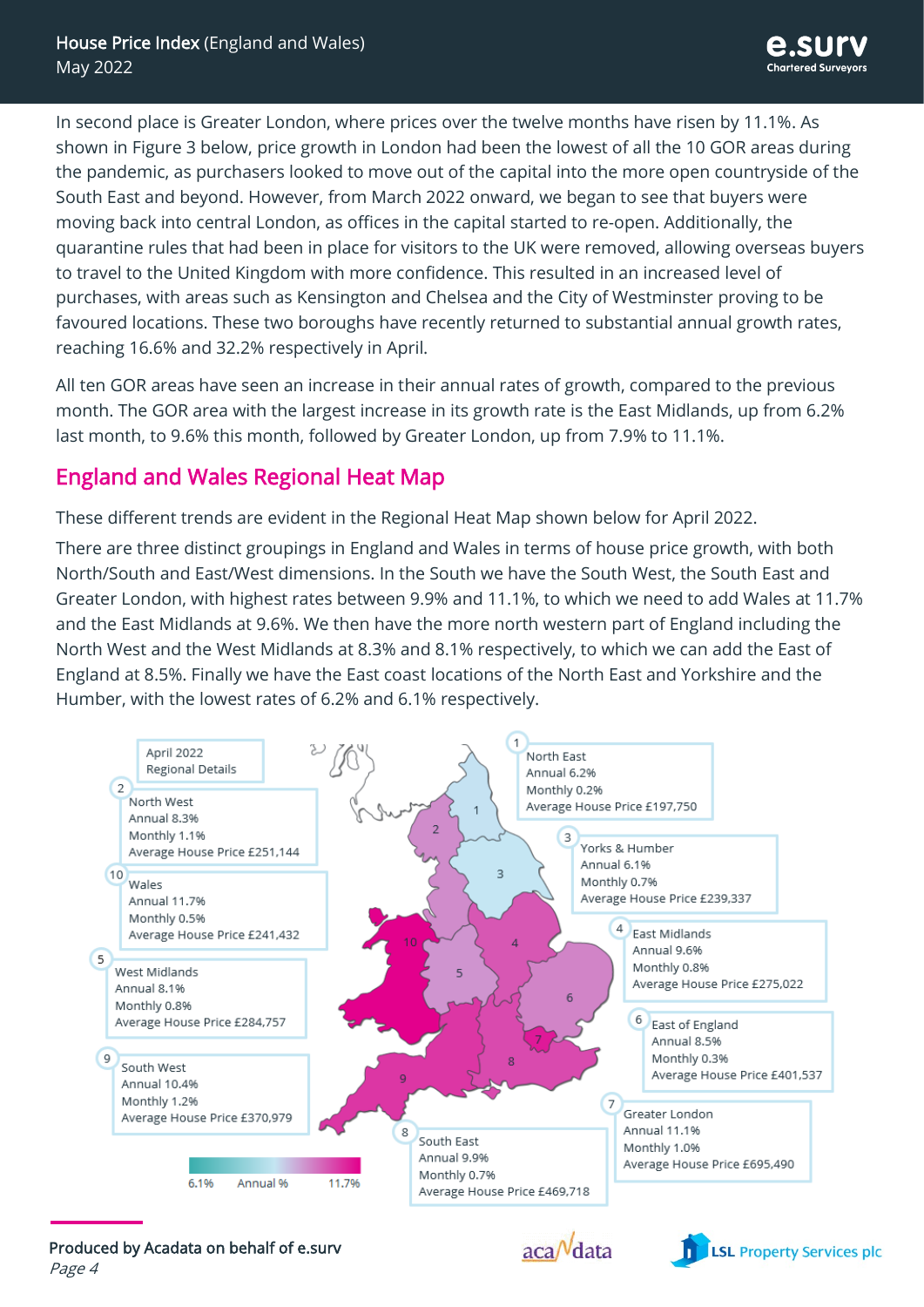In second place is Greater London, where prices over the twelve months have risen by 11.1%. As shown in Figure 3 below, price growth in London had been the lowest of all the 10 GOR areas during the pandemic, as purchasers looked to move out of the capital into the more open countryside of the South East and beyond. However, from March 2022 onward, we began to see that buyers were moving back into central London, as offices in the capital started to re-open. Additionally, the quarantine rules that had been in place for visitors to the UK were removed, allowing overseas buyers to travel to the United Kingdom with more confidence. This resulted in an increased level of purchases, with areas such as Kensington and Chelsea and the City of Westminster proving to be favoured locations. These two boroughs have recently returned to substantial annual growth rates, reaching 16.6% and 32.2% respectively in April.

All ten GOR areas have seen an increase in their annual rates of growth, compared to the previous month. The GOR area with the largest increase in its growth rate is the East Midlands, up from 6.2% last month, to 9.6% this month, followed by Greater London, up from 7.9% to 11.1%.

## England and Wales Regional Heat Map

These different trends are evident in the Regional Heat Map shown below for April 2022.

There are three distinct groupings in England and Wales in terms of house price growth, with both North/South and East/West dimensions. In the South we have the South West, the South East and Greater London, with highest rates between 9.9% and 11.1%, to which we need to add Wales at 11.7% and the East Midlands at 9.6%. We then have the more north western part of England including the North West and the West Midlands at 8.3% and 8.1% respectively, to which we can add the East of England at 8.5%. Finally we have the East coast locations of the North East and Yorkshire and the Humber, with the lowest rates of 6.2% and 6.1% respectively.

April 2022
Regional Details

1 North East
Annual 6.2%
Monthly 0.2%
Average House Price £197,750

2 North West
Annual 8.3%
Monthly 1.1%
Average House Price £251,144

3 Yorks & Humber
Annual 6.1%
Monthly 0.7%
Average House Price £239,337

4 East Midlands
Annual 9.6%
Monthly 0.8%
Average House Price £275,022

5 West Midlands
Annual 8.1%
Monthly 0.8%
Average House Price £284,757

6 East of England
Annual 8.5%
Monthly 0.3%
Average House Price £401,537

7 Greater London
Annual 11.1%
Monthly 1.0%
Average House Price £695,490

8 South East
Annual 9.9%
Monthly 0.7%
Average House Price £469,718

9 South West
Annual 10.4%
Monthly 1.2%
Average House Price £370,979

10 Wales
Annual 11.7%
Monthly 0.5%
Average House Price £241,432

6.1% Annual % 11.7%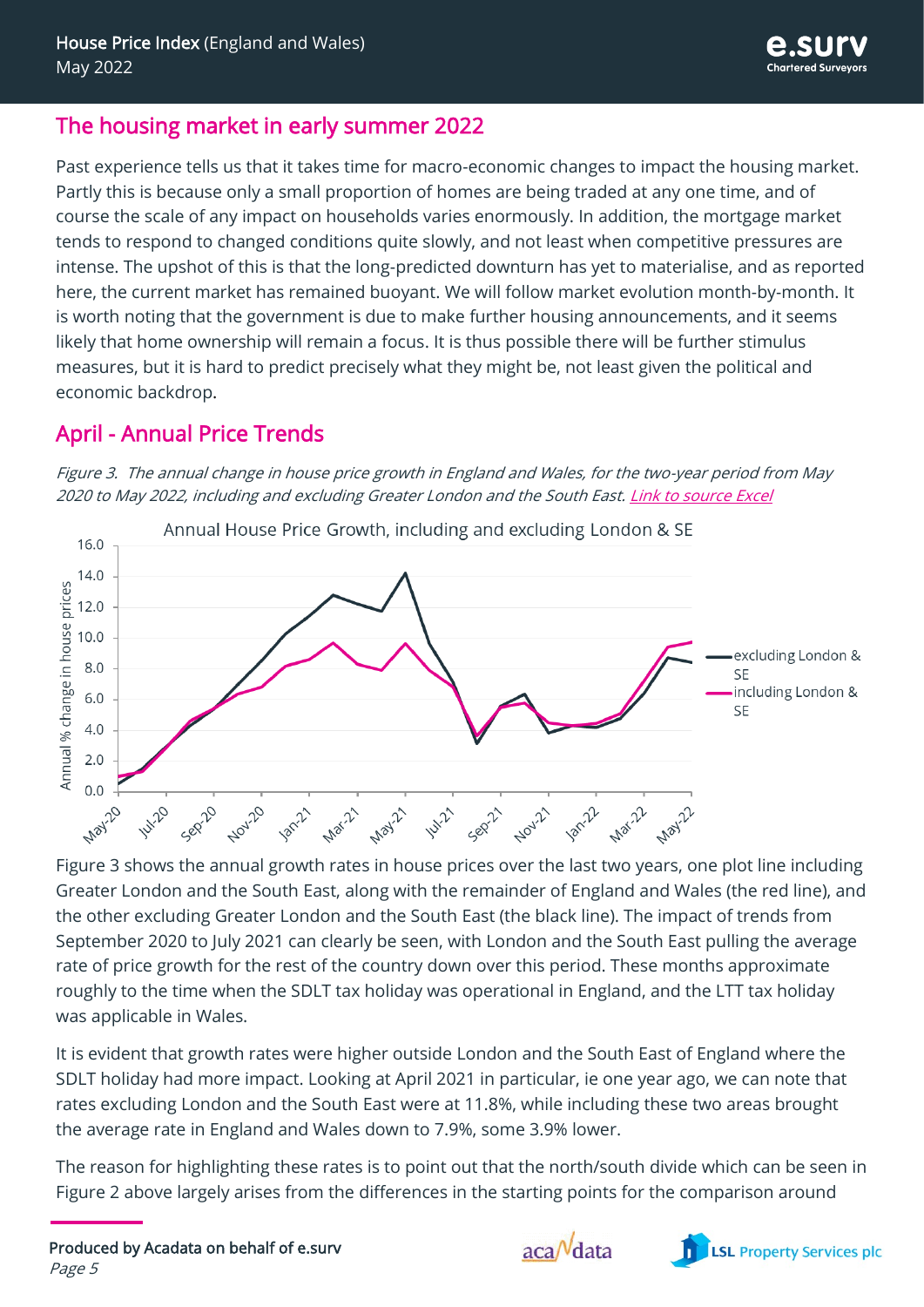## The housing market in early summer 2022

Past experience tells us that it takes time for macro-economic changes to impact the housing market. Partly this is because only a small proportion of homes are being traded at any one time, and of course the scale of any impact on households varies enormously. In addition, the mortgage market tends to respond to changed conditions quite slowly, and not least when competitive pressures are intense. The upshot of this is that the long-predicted downturn has yet to materialise, and as reported here, the current market has remained buoyant. We will follow market evolution month-by-month. It is worth noting that the government is due to make further housing announcements, and it seems likely that home ownership will remain a focus. It is thus possible there will be further stimulus measures, but it is hard to predict precisely what they might be, not least given the political and economic backdrop.

## April - Annual Price Trends

*Figure 3. The annual change in house price growth in England and Wales, for the two-year period from May 2020 to May 2022, including and excluding Greater London and the South East.* *Link to source Excel*

Figure 3 shows the annual growth rates in house prices over the last two years, one plot line including Greater London and the South East, along with the remainder of England and Wales (the red line), and the other excluding Greater London and the South East (the black line). The impact of trends from September 2020 to July 2021 can clearly be seen, with London and the South East pulling the average rate of price growth for the rest of the country down over this period. These months approximate roughly to the time when the SDLT tax holiday was operational in England, and the LTT tax holiday was applicable in Wales.

It is evident that growth rates were higher outside London and the South East of England where the SDLT holiday had more impact. Looking at April 2021 in particular, ie one year ago, we can note that rates excluding London and the South East were at 11.8%, while including these two areas brought the average rate in England and Wales down to 7.9%, some 3.9% lower.

The reason for highlighting these rates is to point out that the north/south divide which can be seen in Figure 2 above largely arises from the differences in the starting points for the comparison around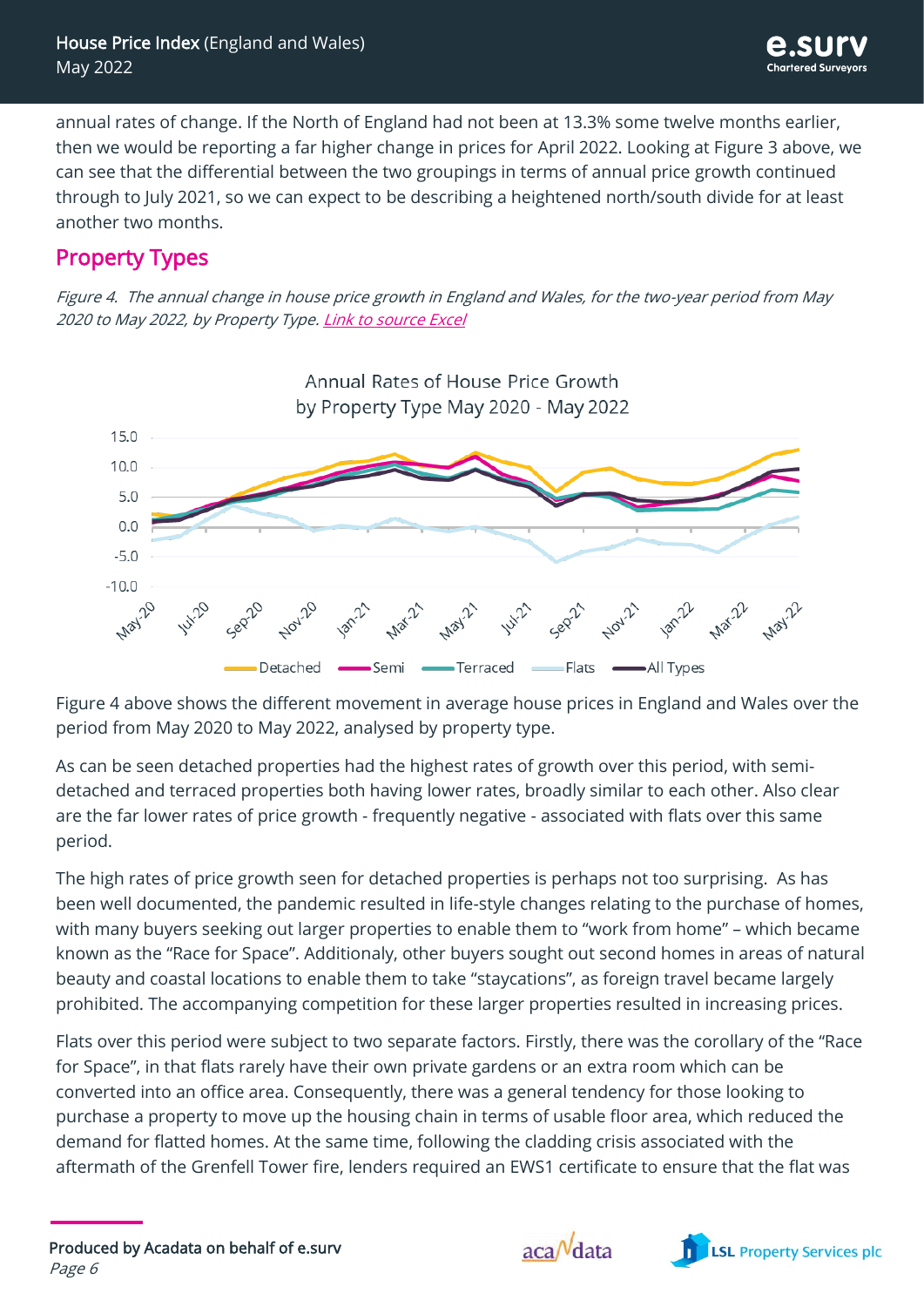annual rates of change. If the North of England had not been at 13.3% some twelve months earlier, then we would be reporting a far higher change in prices for April 2022. Looking at Figure 3 above, we can see that the differential between the two groupings in terms of annual price growth continued through to July 2021, so we can expect to be describing a heightened north/south divide for at least another two months.

## Property Types

*Figure 4. The annual change in house price growth in England and Wales, for the two-year period from May 2020 to May 2022, by Property Type. Link to source Excel*

Figure 4 above shows the different movement in average house prices in England and Wales over the period from May 2020 to May 2022, analysed by property type.

As can be seen detached properties had the highest rates of growth over this period, with semi-detached and terraced properties both having lower rates, broadly similar to each other. Also clear are the far lower rates of price growth - frequently negative - associated with flats over this same period.

The high rates of price growth seen for detached properties is perhaps not too surprising. As has been well documented, the pandemic resulted in life-style changes relating to the purchase of homes, with many buyers seeking out larger properties to enable them to "work from home" – which became known as the "Race for Space". Additionaly, other buyers sought out second homes in areas of natural beauty and coastal locations to enable them to take "staycations", as foreign travel became largely prohibited. The accompanying competition for these larger properties resulted in increasing prices.

Flats over this period were subject to two separate factors. Firstly, there was the corollary of the "Race for Space", in that flats rarely have their own private gardens or an extra room which can be converted into an office area. Consequently, there was a general tendency for those looking to purchase a property to move up the housing chain in terms of usable floor area, which reduced the demand for flatted homes. At the same time, following the cladding crisis associated with the aftermath of the Grenfell Tower fire, lenders required an EWS1 certificate to ensure that the flat was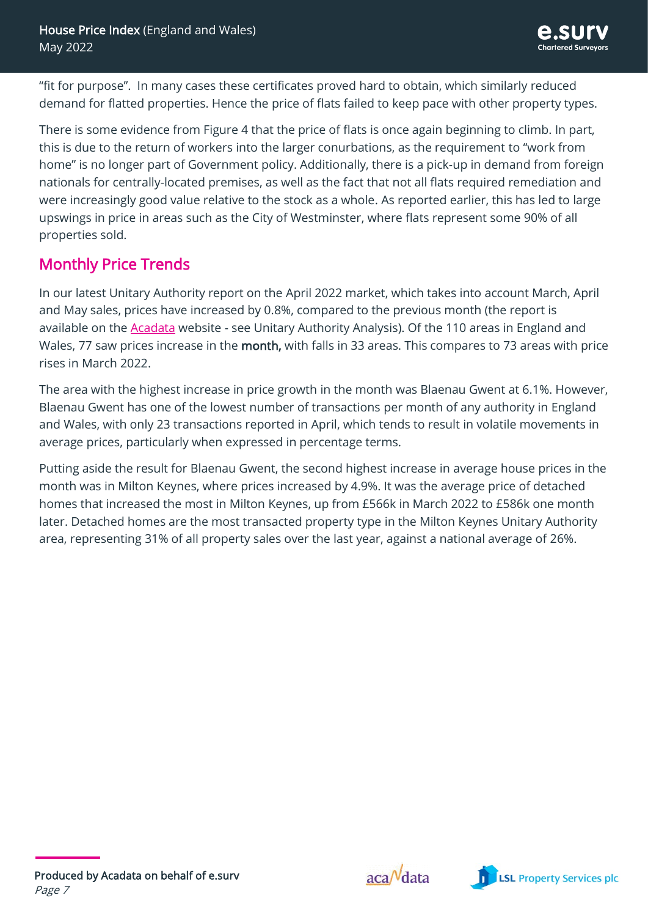"fit for purpose". In many cases these certificates proved hard to obtain, which similarly reduced demand for flatted properties. Hence the price of flats failed to keep pace with other property types.

There is some evidence from Figure 4 that the price of flats is once again beginning to climb. In part, this is due to the return of workers into the larger conurbations, as the requirement to "work from home" is no longer part of Government policy. Additionally, there is a pick-up in demand from foreign nationals for centrally-located premises, as well as the fact that not all flats required remediation and were increasingly good value relative to the stock as a whole. As reported earlier, this has led to large upswings in price in areas such as the City of Westminster, where flats represent some 90% of all properties sold.

## Monthly Price Trends

In our latest Unitary Authority report on the April 2022 market, which takes into account March, April and May sales, prices have increased by 0.8%, compared to the previous month (the report is available on the Acadata website - see Unitary Authority Analysis). Of the 110 areas in England and Wales, 77 saw prices increase in the month, with falls in 33 areas. This compares to 73 areas with price rises in March 2022.

The area with the highest increase in price growth in the month was Blaenau Gwent at 6.1%. However, Blaenau Gwent has one of the lowest number of transactions per month of any authority in England and Wales, with only 23 transactions reported in April, which tends to result in volatile movements in average prices, particularly when expressed in percentage terms.

Putting aside the result for Blaenau Gwent, the second highest increase in average house prices in the month was in Milton Keynes, where prices increased by 4.9%. It was the average price of detached homes that increased the most in Milton Keynes, up from £566k in March 2022 to £586k one month later. Detached homes are the most transacted property type in the Milton Keynes Unitary Authority area, representing 31% of all property sales over the last year, against a national average of 26%.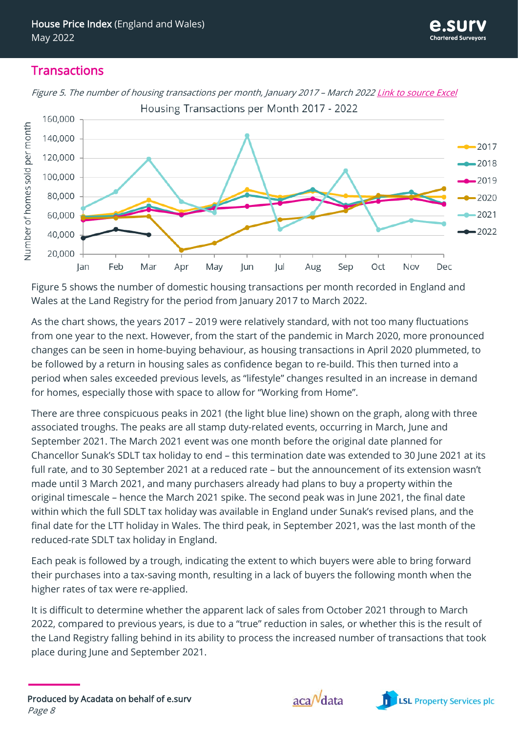## Transactions

*Figure 5. The number of housing transactions per month, January 2017 – March 2022* [Link to source Excel]

Figure 5 shows the number of domestic housing transactions per month recorded in England and Wales at the Land Registry for the period from January 2017 to March 2022.

As the chart shows, the years 2017 – 2019 were relatively standard, with not too many fluctuations from one year to the next. However, from the start of the pandemic in March 2020, more pronounced changes can be seen in home-buying behaviour, as housing transactions in April 2020 plummeted, to be followed by a return in housing sales as confidence began to re-build. This then turned into a period when sales exceeded previous levels, as "lifestyle" changes resulted in an increase in demand for homes, especially those with space to allow for "Working from Home".

There are three conspicuous peaks in 2021 (the light blue line) shown on the graph, along with three associated troughs. The peaks are all stamp duty-related events, occurring in March, June and September 2021. The March 2021 event was one month before the original date planned for Chancellor Sunak's SDLT tax holiday to end – this termination date was extended to 30 June 2021 at its full rate, and to 30 September 2021 at a reduced rate – but the announcement of its extension wasn't made until 3 March 2021, and many purchasers already had plans to buy a property within the original timescale – hence the March 2021 spike. The second peak was in June 2021, the final date within which the full SDLT tax holiday was available in England under Sunak's revised plans, and the final date for the LTT holiday in Wales. The third peak, in September 2021, was the last month of the reduced-rate SDLT tax holiday in England.

Each peak is followed by a trough, indicating the extent to which buyers were able to bring forward their purchases into a tax-saving month, resulting in a lack of buyers the following month when the higher rates of tax were re-applied.

It is difficult to determine whether the apparent lack of sales from October 2021 through to March 2022, compared to previous years, is due to a "true" reduction in sales, or whether this is the result of the Land Registry falling behind in its ability to process the increased number of transactions that took place during June and September 2021.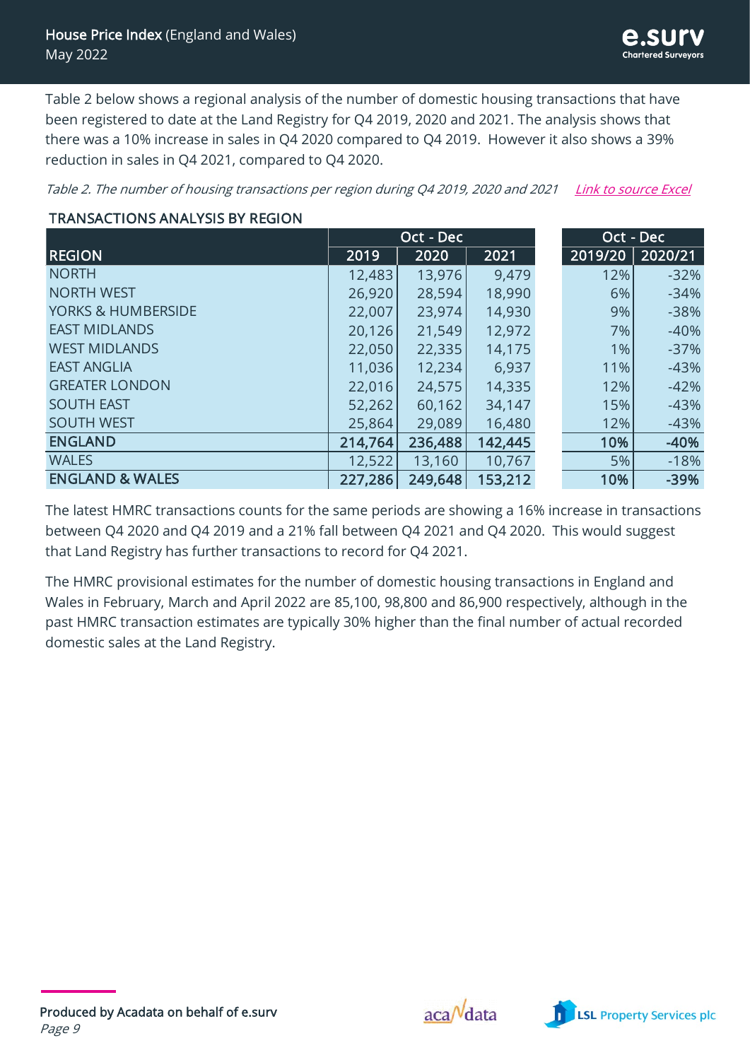Table 2 below shows a regional analysis of the number of domestic housing transactions that have been registered to date at the Land Registry for Q4 2019, 2020 and 2021. The analysis shows that there was a 10% increase in sales in Q4 2020 compared to Q4 2019. However it also shows a 39% reduction in sales in Q4 2021, compared to Q4 2020.

*Table 2. The number of housing transactions per region during Q4 2019, 2020 and 2021* Link to source Excel

**TRANSACTIONS ANALYSIS BY REGION**

| | Oct - Dec | | | Oct - Dec | |
|---|---|---|---|---|---|
| **REGION** | **2019** | **2020** | **2021** | **2019/20** | **2020/21** |
| NORTH | 12,483 | 13,976 | 9,479 | 12% | -32% |
| NORTH WEST | 26,920 | 28,594 | 18,990 | 6% | -34% |
| YORKS & HUMBERSIDE | 22,007 | 23,974 | 14,930 | 9% | -38% |
| EAST MIDLANDS | 20,126 | 21,549 | 12,972 | 7% | -40% |
| WEST MIDLANDS | 22,050 | 22,335 | 14,175 | 1% | -37% |
| EAST ANGLIA | 11,036 | 12,234 | 6,937 | 11% | -43% |
| GREATER LONDON | 22,016 | 24,575 | 14,335 | 12% | -42% |
| SOUTH EAST | 52,262 | 60,162 | 34,147 | 15% | -43% |
| SOUTH WEST | 25,864 | 29,089 | 16,480 | 12% | -43% |
| **ENGLAND** | **214,764** | **236,488** | **142,445** | **10%** | **-40%** |
| WALES | 12,522 | 13,160 | 10,767 | 5% | -18% |
| **ENGLAND & WALES** | **227,286** | **249,648** | **153,212** | **10%** | **-39%** |

The latest HMRC transactions counts for the same periods are showing a 16% increase in transactions between Q4 2020 and Q4 2019 and a 21% fall between Q4 2021 and Q4 2020. This would suggest that Land Registry has further transactions to record for Q4 2021.

The HMRC provisional estimates for the number of domestic housing transactions in England and Wales in February, March and April 2022 are 85,100, 98,800 and 86,900 respectively, although in the past HMRC transaction estimates are typically 30% higher than the final number of actual recorded domestic sales at the Land Registry.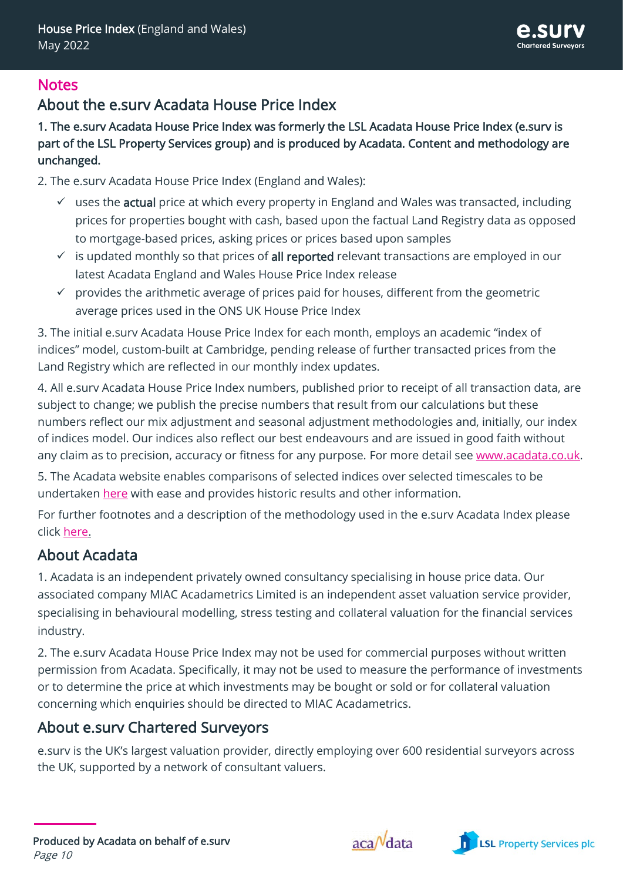# Notes

## About the e.surv Acadata House Price Index

**1. The e.surv Acadata House Price Index was formerly the LSL Acadata House Price Index (e.surv is part of the LSL Property Services group) and is produced by Acadata. Content and methodology are unchanged.**

2. The e.surv Acadata House Price Index (England and Wales):

- ✓ uses the **actual** price at which every property in England and Wales was transacted, including prices for properties bought with cash, based upon the factual Land Registry data as opposed to mortgage-based prices, asking prices or prices based upon samples
- ✓ is updated monthly so that prices of **all reported** relevant transactions are employed in our latest Acadata England and Wales House Price Index release
- ✓ provides the arithmetic average of prices paid for houses, different from the geometric average prices used in the ONS UK House Price Index

3. The initial e.surv Acadata House Price Index for each month, employs an academic "index of indices" model, custom-built at Cambridge, pending release of further transacted prices from the Land Registry which are reflected in our monthly index updates.

4. All e.surv Acadata House Price Index numbers, published prior to receipt of all transaction data, are subject to change; we publish the precise numbers that result from our calculations but these numbers reflect our mix adjustment and seasonal adjustment methodologies and, initially, our index of indices model. Our indices also reflect our best endeavours and are issued in good faith without any claim as to precision, accuracy or fitness for any purpose. For more detail see www.acadata.co.uk.

5. The Acadata website enables comparisons of selected indices over selected timescales to be undertaken here with ease and provides historic results and other information.

For further footnotes and a description of the methodology used in the e.surv Acadata Index please click here.

## About Acadata

1. Acadata is an independent privately owned consultancy specialising in house price data. Our associated company MIAC Acadametrics Limited is an independent asset valuation service provider, specialising in behavioural modelling, stress testing and collateral valuation for the financial services industry.

2. The e.surv Acadata House Price Index may not be used for commercial purposes without written permission from Acadata. Specifically, it may not be used to measure the performance of investments or to determine the price at which investments may be bought or sold or for collateral valuation concerning which enquiries should be directed to MIAC Acadametrics.

## About e.surv Chartered Surveyors

e.surv is the UK's largest valuation provider, directly employing over 600 residential surveyors across the UK, supported by a network of consultant valuers.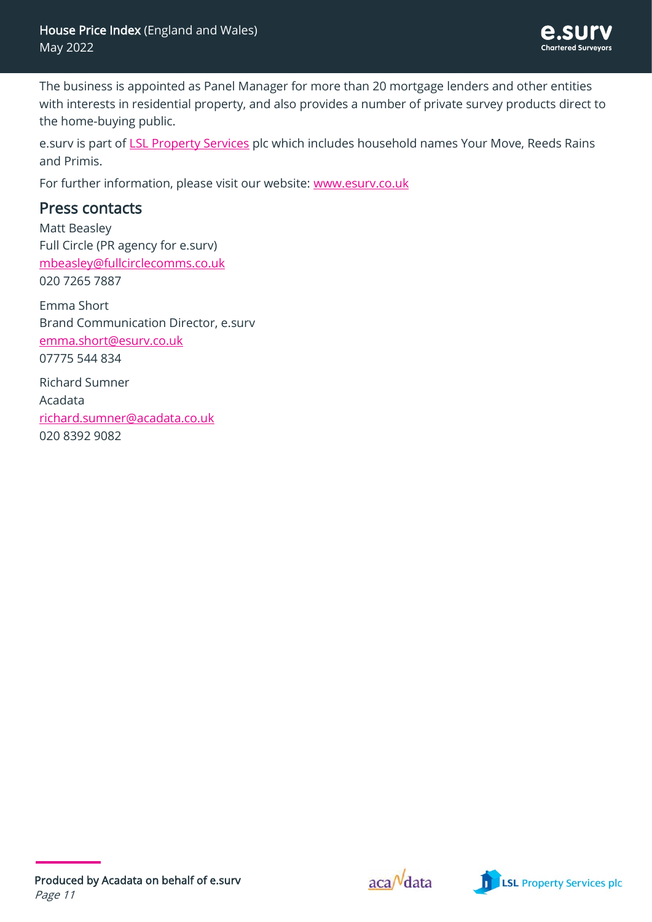The business is appointed as Panel Manager for more than 20 mortgage lenders and other entities with interests in residential property, and also provides a number of private survey products direct to the home-buying public.

e.surv is part of [LSL Property Services](#) plc which includes household names Your Move, Reeds Rains and Primis.

For further information, please visit our website: [www.esurv.co.uk](http://www.esurv.co.uk)

## Press contacts

Matt Beasley
Full Circle (PR agency for e.surv)
[mbeasley@fullcirclecomms.co.uk](mailto:mbeasley@fullcirclecomms.co.uk)
020 7265 7887

Emma Short
Brand Communication Director, e.surv
[emma.short@esurv.co.uk](mailto:emma.short@esurv.co.uk)
07775 544 834

Richard Sumner
Acadata
[richard.sumner@acadata.co.uk](mailto:richard.sumner@acadata.co.uk)
020 8392 9082